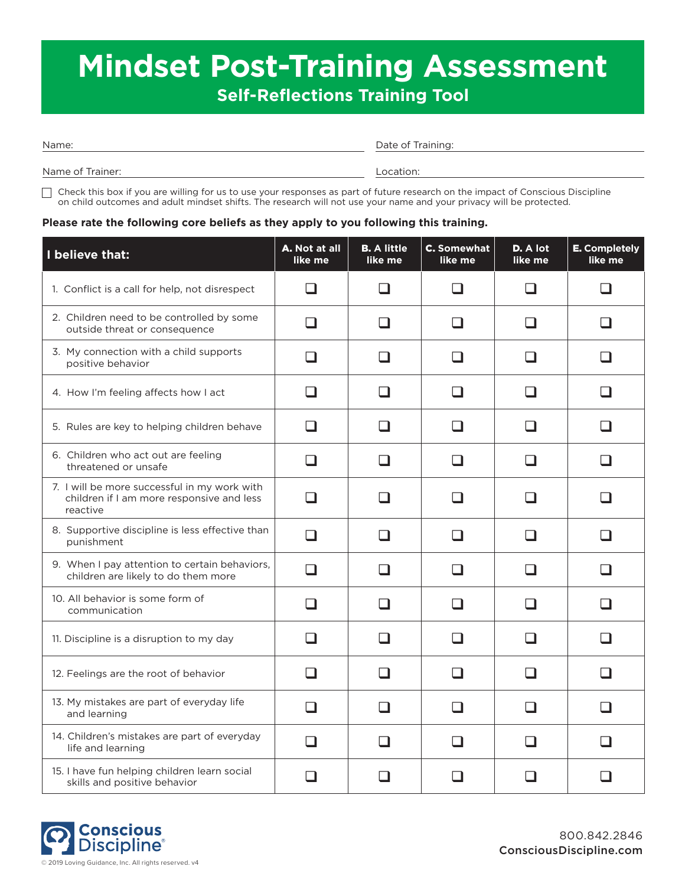# Mindset Post-Training Assessment

## Self-Reflections Training Tool

Name: ______________________ Date of Training: ______________________

Name of Trainer: ______________________ Location: ______________________

☐ Check this box if you are willing for us to use your responses as part of future research on the impact of Conscious Discipline on child outcomes and adult mindset shifts. The research will not use your name and your privacy will be protected.

**Please rate the following core beliefs as they apply to you following this training.**

| I believe that: | A. Not at all like me | B. A little like me | C. Somewhat like me | D. A lot like me | E. Completely like me |
|---|---|---|---|---|---|
| 1. Conflict is a call for help, not disrespect | ☐ | ☐ | ☐ | ☐ | ☐ |
| 2. Children need to be controlled by some outside threat or consequence | ☐ | ☐ | ☐ | ☐ | ☐ |
| 3. My connection with a child supports positive behavior | ☐ | ☐ | ☐ | ☐ | ☐ |
| 4. How I'm feeling affects how I act | ☐ | ☐ | ☐ | ☐ | ☐ |
| 5. Rules are key to helping children behave | ☐ | ☐ | ☐ | ☐ | ☐ |
| 6. Children who act out are feeling threatened or unsafe | ☐ | ☐ | ☐ | ☐ | ☐ |
| 7. I will be more successful in my work with children if I am more responsive and less reactive | ☐ | ☐ | ☐ | ☐ | ☐ |
| 8. Supportive discipline is less effective than punishment | ☐ | ☐ | ☐ | ☐ | ☐ |
| 9. When I pay attention to certain behaviors, children are likely to do them more | ☐ | ☐ | ☐ | ☐ | ☐ |
| 10. All behavior is some form of communication | ☐ | ☐ | ☐ | ☐ | ☐ |
| 11. Discipline is a disruption to my day | ☐ | ☐ | ☐ | ☐ | ☐ |
| 12. Feelings are the root of behavior | ☐ | ☐ | ☐ | ☐ | ☐ |
| 13. My mistakes are part of everyday life and learning | ☐ | ☐ | ☐ | ☐ | ☐ |
| 14. Children's mistakes are part of everyday life and learning | ☐ | ☐ | ☐ | ☐ | ☐ |
| 15. I have fun helping children learn social skills and positive behavior | ☐ | ☐ | ☐ | ☐ | ☐ |

Conscious Discipline®

© 2019 Loving Guidance, Inc. All rights reserved. v4

800.842.2846
ConsciousDiscipline.com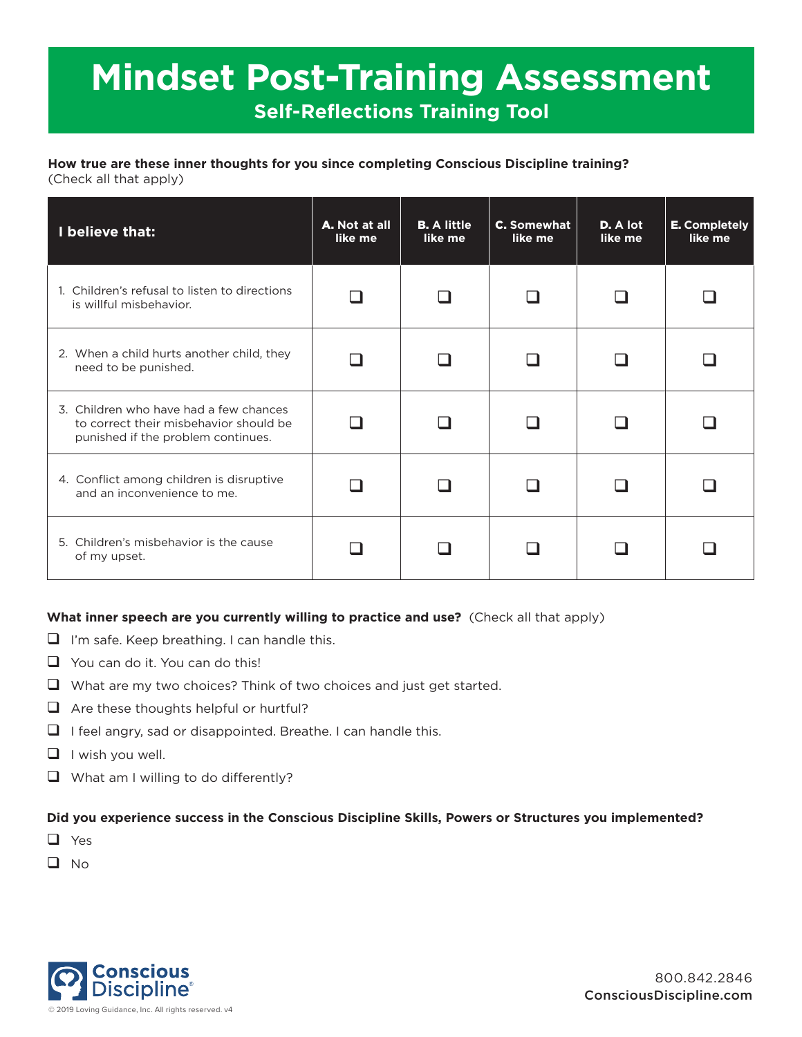# Mindset Post-Training Assessment

## Self-Reflections Training Tool

**How true are these inner thoughts for you since completing Conscious Discipline training?** (Check all that apply)

| I believe that: | A. Not at all like me | B. A little like me | C. Somewhat like me | D. A lot like me | E. Completely like me |
|---|---|---|---|---|---|
| 1. Children's refusal to listen to directions is willful misbehavior. | ❑ | ❑ | ❑ | ❑ | ❑ |
| 2. When a child hurts another child, they need to be punished. | ❑ | ❑ | ❑ | ❑ | ❑ |
| 3. Children who have had a few chances to correct their misbehavior should be punished if the problem continues. | ❑ | ❑ | ❑ | ❑ | ❑ |
| 4. Conflict among children is disruptive and an inconvenience to me. | ❑ | ❑ | ❑ | ❑ | ❑ |
| 5. Children's misbehavior is the cause of my upset. | ❑ | ❑ | ❑ | ❑ | ❑ |

**What inner speech are you currently willing to practice and use?** (Check all that apply)

- ❑ I'm safe. Keep breathing. I can handle this.
- ❑ You can do it. You can do this!
- ❑ What are my two choices? Think of two choices and just get started.
- ❑ Are these thoughts helpful or hurtful?
- ❑ I feel angry, sad or disappointed. Breathe. I can handle this.
- ❑ I wish you well.
- ❑ What am I willing to do differently?

**Did you experience success in the Conscious Discipline Skills, Powers or Structures you implemented?**

- ❑ Yes
- ❑ No

Conscious Discipline®

© 2019 Loving Guidance, Inc. All rights reserved. v4

800.842.2846
**ConsciousDiscipline.com**